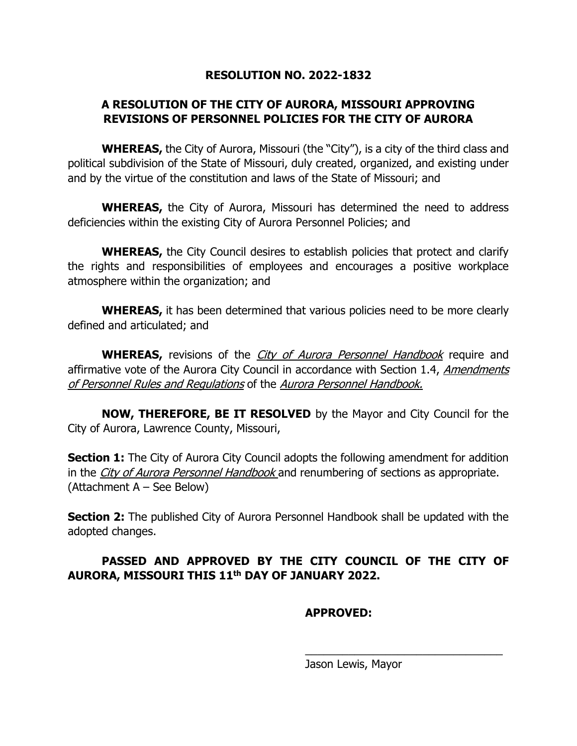# RESOLUTION NO. 2022-1832

## A RESOLUTION OF THE CITY OF AURORA, MISSOURI APPROVING REVISIONS OF PERSONNEL POLICIES FOR THE CITY OF AURORA

**WHEREAS,** the City of Aurora, Missouri (the "City"), is a city of the third class and political subdivision of the State of Missouri, duly created, organized, and existing under and by the virtue of the constitution and laws of the State of Missouri; and

**WHEREAS,** the City of Aurora, Missouri has determined the need to address deficiencies within the existing City of Aurora Personnel Policies; and

**WHEREAS,** the City Council desires to establish policies that protect and clarify the rights and responsibilities of employees and encourages a positive workplace atmosphere within the organization; and

**WHEREAS,** it has been determined that various policies need to be more clearly defined and articulated; and

**WHEREAS,** revisions of the *City of Aurora Personnel Handbook* require and affirmative vote of the Aurora City Council in accordance with Section 1.4, *Amendments of Personnel Rules and Regulations* of the *Aurora Personnel Handbook.*

**NOW, THEREFORE, BE IT RESOLVED** by the Mayor and City Council for the City of Aurora, Lawrence County, Missouri,

**Section 1:** The City of Aurora City Council adopts the following amendment for addition in the *City of Aurora Personnel Handbook* and renumbering of sections as appropriate. (Attachment A – See Below)

**Section 2:** The published City of Aurora Personnel Handbook shall be updated with the adopted changes.

**PASSED AND APPROVED BY THE CITY COUNCIL OF THE CITY OF AURORA, MISSOURI THIS 11th DAY OF JANUARY 2022.**

**APPROVED:**

\_\_\_\_\_\_\_\_\_\_\_\_\_\_\_\_\_\_\_\_\_\_\_\_\_\_\_\_\_\_\_\_

Jason Lewis, Mayor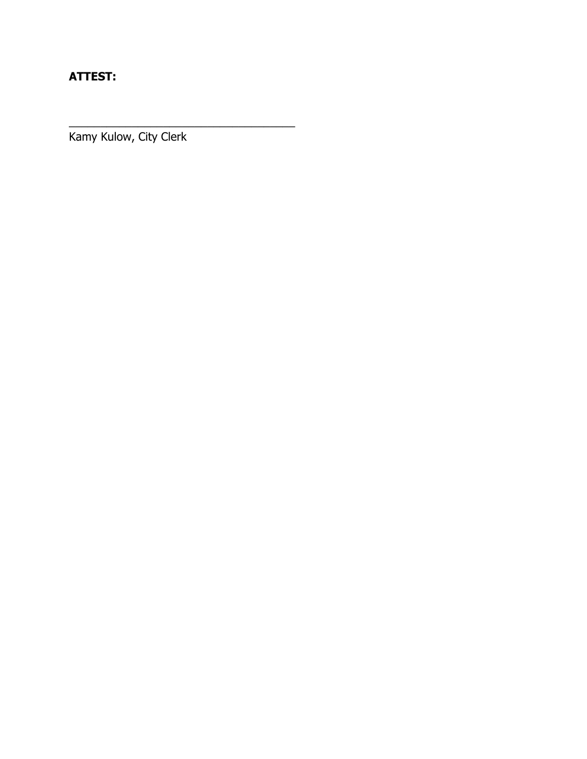**ATTEST:**

\_\_\_\_\_\_\_\_\_\_\_\_\_\_\_\_\_\_\_\_\_\_\_\_\_\_\_\_\_\_\_\_\_\_\_\_\_\_

Kamy Kulow, City Clerk